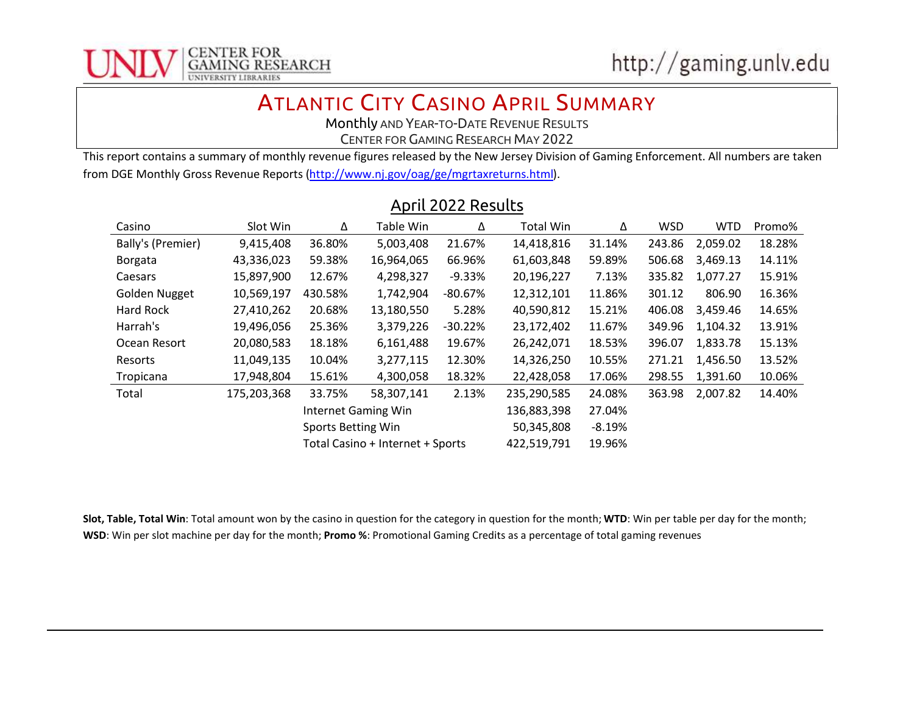UNLV CENTER FOR GAMING RESEARCH UNIVERSITY LIBRARIES

http://gaming.unlv.edu

# Atlantic City Casino April Summary

Monthly and Year-to-Date Revenue Results

Center for Gaming Research May 2022

This report contains a summary of monthly revenue figures released by the New Jersey Division of Gaming Enforcement. All numbers are taken from DGE Monthly Gross Revenue Reports (http://www.nj.gov/oag/ge/mgrtaxreturns.html).

## April 2022 Results

| Casino | Slot Win | Δ | Table Win | Δ | Total Win | Δ | WSD | WTD | Promo% |
|---|---|---|---|---|---|---|---|---|---|
| Bally's (Premier) | 9,415,408 | 36.80% | 5,003,408 | 21.67% | 14,418,816 | 31.14% | 243.86 | 2,059.02 | 18.28% |
| Borgata | 43,336,023 | 59.38% | 16,964,065 | 66.96% | 61,603,848 | 59.89% | 506.68 | 3,469.13 | 14.11% |
| Caesars | 15,897,900 | 12.67% | 4,298,327 | -9.33% | 20,196,227 | 7.13% | 335.82 | 1,077.27 | 15.91% |
| Golden Nugget | 10,569,197 | 430.58% | 1,742,904 | -80.67% | 12,312,101 | 11.86% | 301.12 | 806.90 | 16.36% |
| Hard Rock | 27,410,262 | 20.68% | 13,180,550 | 5.28% | 40,590,812 | 15.21% | 406.08 | 3,459.46 | 14.65% |
| Harrah's | 19,496,056 | 25.36% | 3,379,226 | -30.22% | 23,172,402 | 11.67% | 349.96 | 1,104.32 | 13.91% |
| Ocean Resort | 20,080,583 | 18.18% | 6,161,488 | 19.67% | 26,242,071 | 18.53% | 396.07 | 1,833.78 | 15.13% |
| Resorts | 11,049,135 | 10.04% | 3,277,115 | 12.30% | 14,326,250 | 10.55% | 271.21 | 1,456.50 | 13.52% |
| Tropicana | 17,948,804 | 15.61% | 4,300,058 | 18.32% | 22,428,058 | 17.06% | 298.55 | 1,391.60 | 10.06% |
| Total | 175,203,368 | 33.75% | 58,307,141 | 2.13% | 235,290,585 | 24.08% | 363.98 | 2,007.82 | 14.40% |
| | | Internet Gaming Win | | | 136,883,398 | 27.04% | | | |
| | | Sports Betting Win | | | 50,345,808 | -8.19% | | | |
| | | Total Casino + Internet + Sports | | | 422,519,791 | 19.96% | | | |

**Slot, Table, Total Win**: Total amount won by the casino in question for the category in question for the month; **WTD**: Win per table per day for the month; **WSD**: Win per slot machine per day for the month; **Promo %**: Promotional Gaming Credits as a percentage of total gaming revenues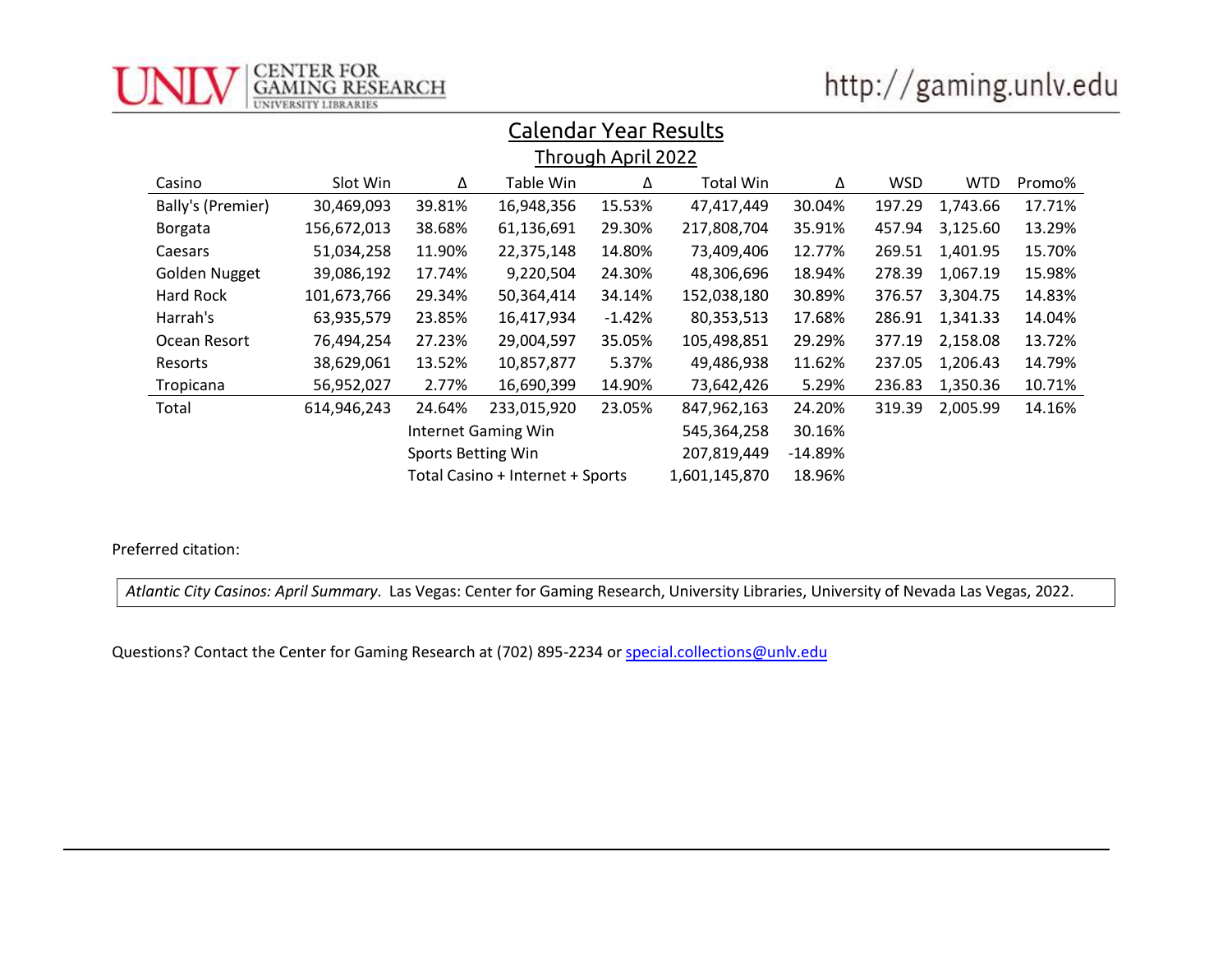## Calendar Year Results

### Through April 2022

| Casino | Slot Win | Δ | Table Win | Δ | Total Win | Δ | WSD | WTD | Promo% |
|---|---|---|---|---|---|---|---|---|---|
| Bally's (Premier) | 30,469,093 | 39.81% | 16,948,356 | 15.53% | 47,417,449 | 30.04% | 197.29 | 1,743.66 | 17.71% |
| Borgata | 156,672,013 | 38.68% | 61,136,691 | 29.30% | 217,808,704 | 35.91% | 457.94 | 3,125.60 | 13.29% |
| Caesars | 51,034,258 | 11.90% | 22,375,148 | 14.80% | 73,409,406 | 12.77% | 269.51 | 1,401.95 | 15.70% |
| Golden Nugget | 39,086,192 | 17.74% | 9,220,504 | 24.30% | 48,306,696 | 18.94% | 278.39 | 1,067.19 | 15.98% |
| Hard Rock | 101,673,766 | 29.34% | 50,364,414 | 34.14% | 152,038,180 | 30.89% | 376.57 | 3,304.75 | 14.83% |
| Harrah's | 63,935,579 | 23.85% | 16,417,934 | -1.42% | 80,353,513 | 17.68% | 286.91 | 1,341.33 | 14.04% |
| Ocean Resort | 76,494,254 | 27.23% | 29,004,597 | 35.05% | 105,498,851 | 29.29% | 377.19 | 2,158.08 | 13.72% |
| Resorts | 38,629,061 | 13.52% | 10,857,877 | 5.37% | 49,486,938 | 11.62% | 237.05 | 1,206.43 | 14.79% |
| Tropicana | 56,952,027 | 2.77% | 16,690,399 | 14.90% | 73,642,426 | 5.29% | 236.83 | 1,350.36 | 10.71% |
| Total | 614,946,243 | 24.64% | 233,015,920 | 23.05% | 847,962,163 | 24.20% | 319.39 | 2,005.99 | 14.16% |
| | | Internet Gaming Win | | | 545,364,258 | 30.16% | | | |
| | | Sports Betting Win | | | 207,819,449 | -14.89% | | | |
| | | Total Casino + Internet + Sports | | | 1,601,145,870 | 18.96% | | | |

Preferred citation:

*Atlantic City Casinos: April Summary*. Las Vegas: Center for Gaming Research, University Libraries, University of Nevada Las Vegas, 2022.

Questions? Contact the Center for Gaming Research at (702) 895-2234 or special.collections@unlv.edu